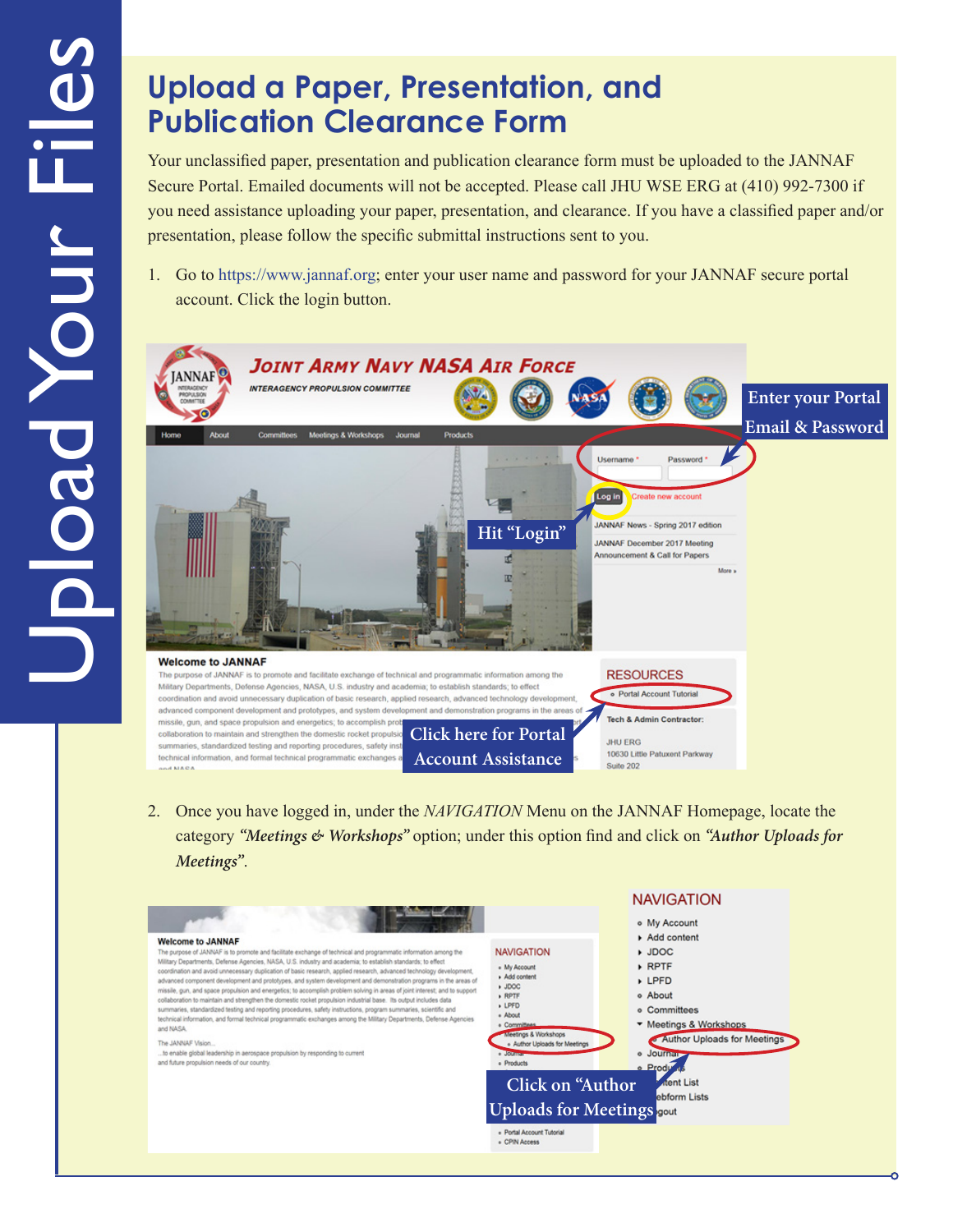Upload Your Files

## Upload a Paper, Presentation, and Publication Clearance Form

Your unclassified paper, presentation and publication clearance form must be uploaded to the JANNAF Secure Portal. Emailed documents will not be accepted. Please call JHU WSE ERG at (410) 992-7300 if you need assistance uploading your paper, presentation, and clearance. If you have a classified paper and/or presentation, please follow the specific submittal instructions sent to you.

1. Go to https://www.jannaf.org; enter your user name and password for your JANNAF secure portal account. Click the login button.

Enter your Portal Email & Password

Hit "Login"

Click here for Portal Account Assistance

2. Once you have logged in, under the *NAVIGATION* Menu on the JANNAF Homepage, locate the category ***"Meetings & Workshops"*** option; under this option find and click on ***"Author Uploads for Meetings"***.

Click on "Author Uploads for Meetings"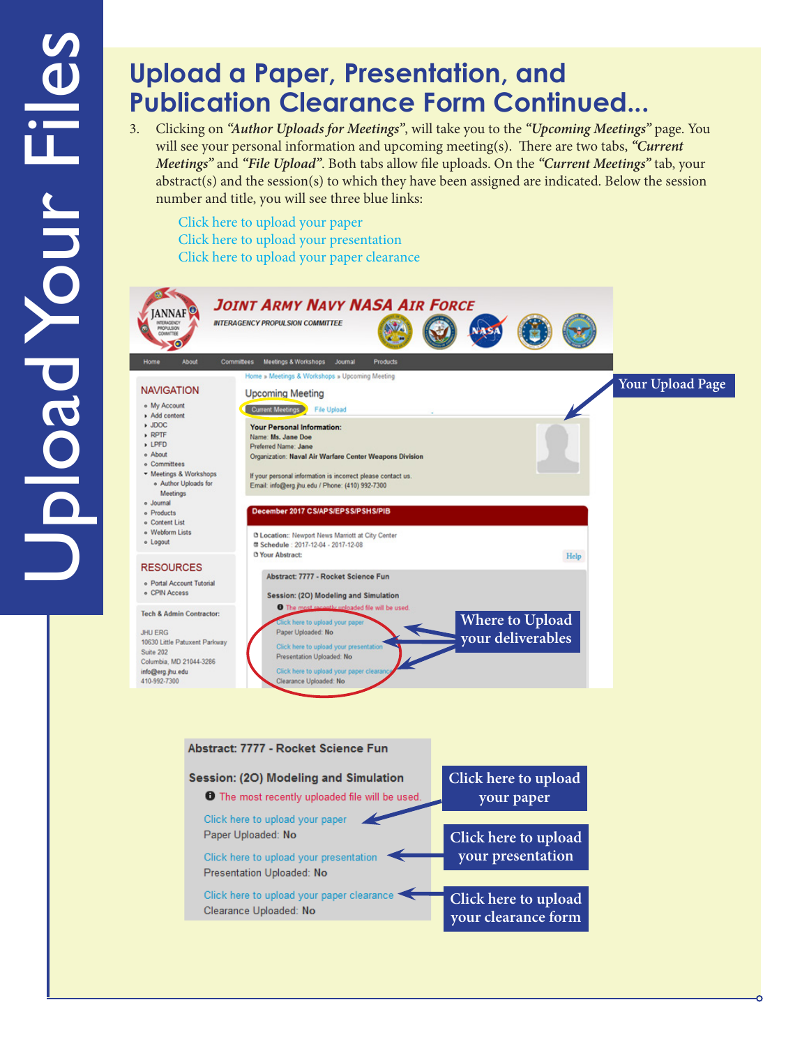# Upload a Paper, Presentation, and Publication Clearance Form Continued...

3. Clicking on *"Author Uploads for Meetings"*, will take you to the *"Upcoming Meetings"* page. You will see your personal information and upcoming meeting(s). There are two tabs, *"Current Meetings"* and *"File Upload"*. Both tabs allow file uploads. On the *"Current Meetings"* tab, your abstract(s) and the session(s) to which they have been assigned are indicated. Below the session number and title, you will see three blue links:

   Click here to upload your paper
   Click here to upload your presentation
   Click here to upload your paper clearance

Your Upload Page

Where to Upload your deliverables

Abstract: 7777 - Rocket Science Fun

Session: (2O) Modeling and Simulation

The most recently uploaded file will be used.

Click here to upload your paper
Paper Uploaded: **No**

Click here to upload your presentation
Presentation Uploaded: **No**

Click here to upload your paper clearance
Clearance Uploaded: **No**

Click here to upload your paper

Click here to upload your presentation

Click here to upload your clearance form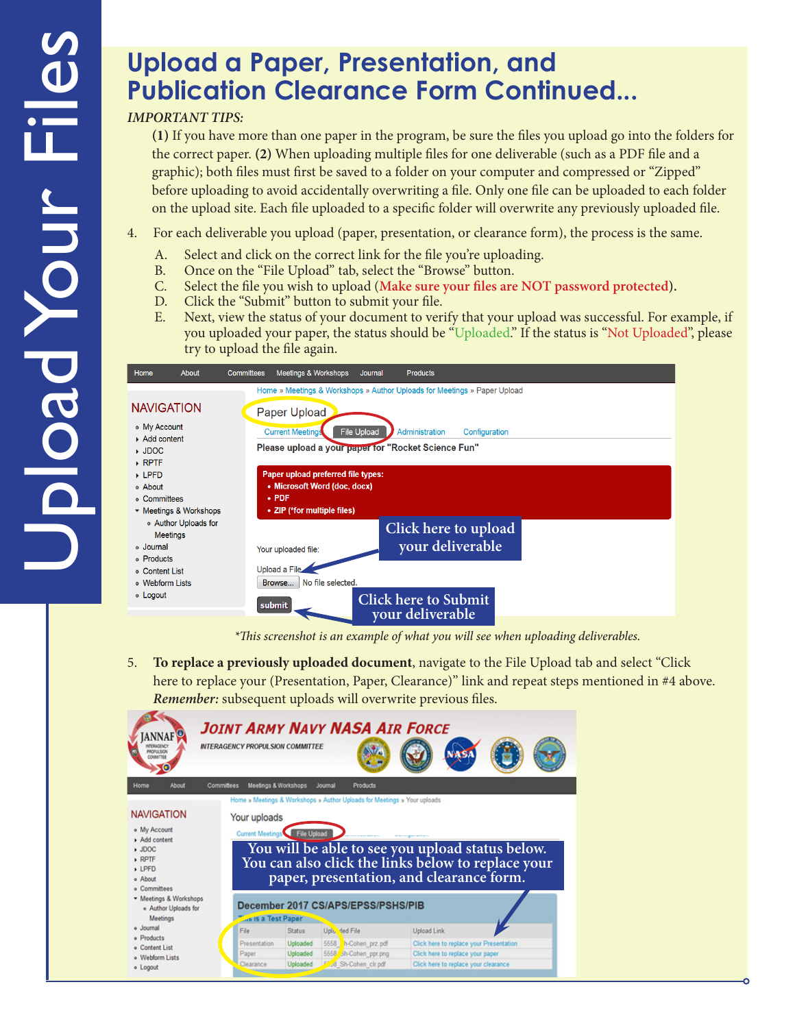# Upload a Paper, Presentation, and Publication Clearance Form Continued...

*IMPORTANT TIPS:*

**(1)** If you have more than one paper in the program, be sure the files you upload go into the folders for the correct paper. **(2)** When uploading multiple files for one deliverable (such as a PDF file and a graphic); both files must first be saved to a folder on your computer and compressed or "Zipped" before uploading to avoid accidentally overwriting a file. Only one file can be uploaded to each folder on the upload site. Each file uploaded to a specific folder will overwrite any previously uploaded file.

4. For each deliverable you upload (paper, presentation, or clearance form), the process is the same.

   A. Select and click on the correct link for the file you're uploading.
   B. Once on the "File Upload" tab, select the "Browse" button.
   C. Select the file you wish to upload (Make sure your files are NOT password protected).
   D. Click the "Submit" button to submit your file.
   E. Next, view the status of your document to verify that your upload was successful. For example, if you uploaded your paper, the status should be "Uploaded." If the status is "Not Uploaded", please try to upload the file again.

Click here to upload your deliverable

Click here to Submit your deliverable

*\*This screenshot is an example of what you will see when uploading deliverables.*

5. **To replace a previously uploaded document**, navigate to the File Upload tab and select "Click here to replace your (Presentation, Paper, Clearance)" link and repeat steps mentioned in #4 above. ***Remember:*** subsequent uploads will overwrite previous files.

You will be able to see you upload status below. You can also click the links below to replace your paper, presentation, and clearance form.